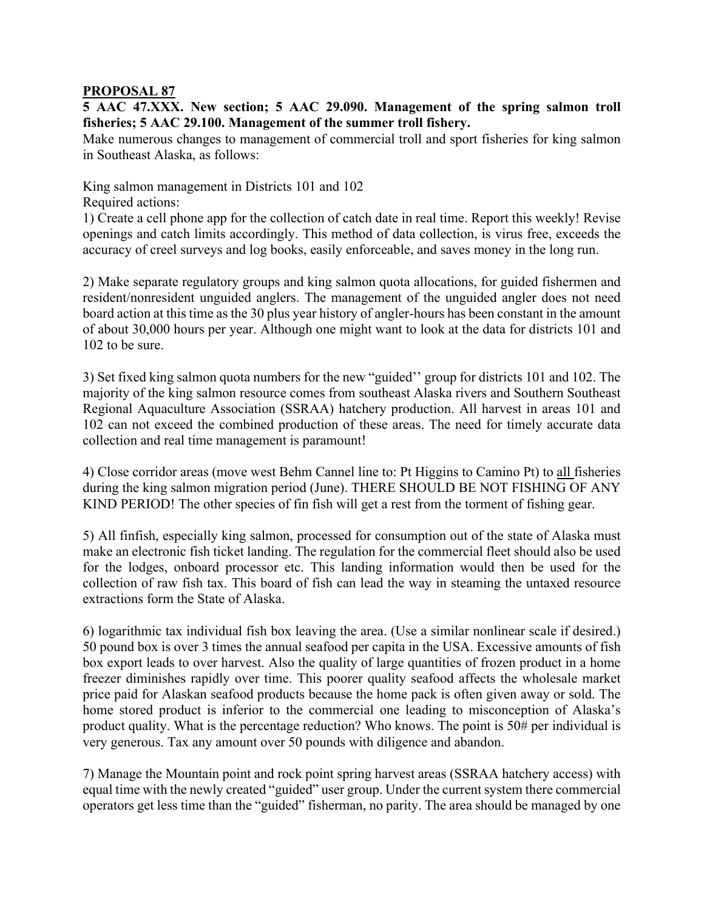**PROPOSAL 87**

**5 AAC 47.XXX. New section; 5 AAC 29.090. Management of the spring salmon troll fisheries; 5 AAC 29.100. Management of the summer troll fishery.**

Make numerous changes to management of commercial troll and sport fisheries for king salmon in Southeast Alaska, as follows:

King salmon management in Districts 101 and 102

Required actions:

1) Create a cell phone app for the collection of catch date in real time. Report this weekly! Revise openings and catch limits accordingly. This method of data collection, is virus free, exceeds the accuracy of creel surveys and log books, easily enforceable, and saves money in the long run.

2) Make separate regulatory groups and king salmon quota allocations, for guided fishermen and resident/nonresident unguided anglers. The management of the unguided angler does not need board action at this time as the 30 plus year history of angler-hours has been constant in the amount of about 30,000 hours per year. Although one might want to look at the data for districts 101 and 102 to be sure.

3) Set fixed king salmon quota numbers for the new "guided'' group for districts 101 and 102. The majority of the king salmon resource comes from southeast Alaska rivers and Southern Southeast Regional Aquaculture Association (SSRAA) hatchery production. All harvest in areas 101 and 102 can not exceed the combined production of these areas. The need for timely accurate data collection and real time management is paramount!

4) Close corridor areas (move west Behm Cannel line to: Pt Higgins to Camino Pt) to <u>all</u> fisheries during the king salmon migration period (June). THERE SHOULD BE NOT FISHING OF ANY KIND PERIOD! The other species of fin fish will get a rest from the torment of fishing gear.

5) All finfish, especially king salmon, processed for consumption out of the state of Alaska must make an electronic fish ticket landing. The regulation for the commercial fleet should also be used for the lodges, onboard processor etc. This landing information would then be used for the collection of raw fish tax. This board of fish can lead the way in steaming the untaxed resource extractions form the State of Alaska.

6) logarithmic tax individual fish box leaving the area. (Use a similar nonlinear scale if desired.) 50 pound box is over 3 times the annual seafood per capita in the USA. Excessive amounts of fish box export leads to over harvest. Also the quality of large quantities of frozen product in a home freezer diminishes rapidly over time. This poorer quality seafood affects the wholesale market price paid for Alaskan seafood products because the home pack is often given away or sold. The home stored product is inferior to the commercial one leading to misconception of Alaska's product quality. What is the percentage reduction? Who knows. The point is 50# per individual is very generous. Tax any amount over 50 pounds with diligence and abandon.

7) Manage the Mountain point and rock point spring harvest areas (SSRAA hatchery access) with equal time with the newly created "guided" user group. Under the current system there commercial operators get less time than the "guided" fisherman, no parity. The area should be managed by one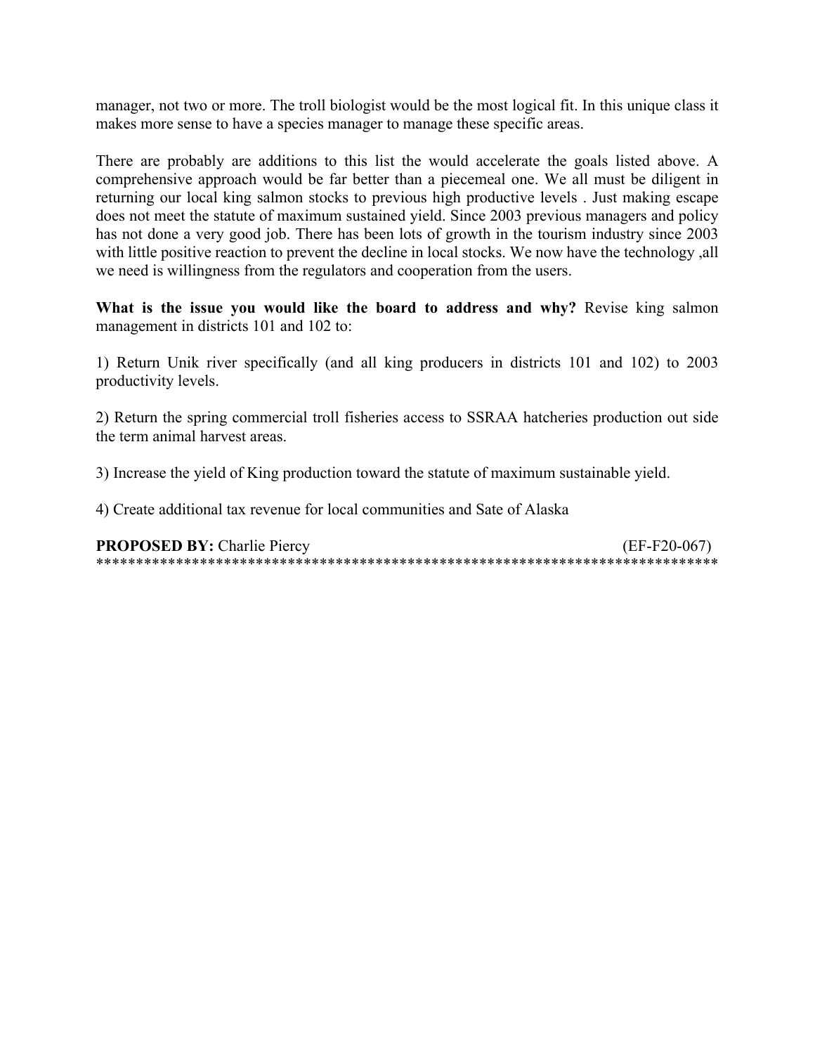manager, not two or more. The troll biologist would be the most logical fit. In this unique class it makes more sense to have a species manager to manage these specific areas.

There are probably are additions to this list the would accelerate the goals listed above. A comprehensive approach would be far better than a piecemeal one. We all must be diligent in returning our local king salmon stocks to previous high productive levels . Just making escape does not meet the statute of maximum sustained yield. Since 2003 previous managers and policy has not done a very good job. There has been lots of growth in the tourism industry since 2003 with little positive reaction to prevent the decline in local stocks. We now have the technology ,all we need is willingness from the regulators and cooperation from the users.

**What is the issue you would like the board to address and why?** Revise king salmon management in districts 101 and 102 to:

1) Return Unik river specifically (and all king producers in districts 101 and 102) to 2003 productivity levels.

2) Return the spring commercial troll fisheries access to SSRAA hatcheries production out side the term animal harvest areas.

3) Increase the yield of King production toward the statute of maximum sustainable yield.

4) Create additional tax revenue for local communities and Sate of Alaska

**PROPOSED BY:** Charlie Piercy (EF-F20-067)

******************************************************************************